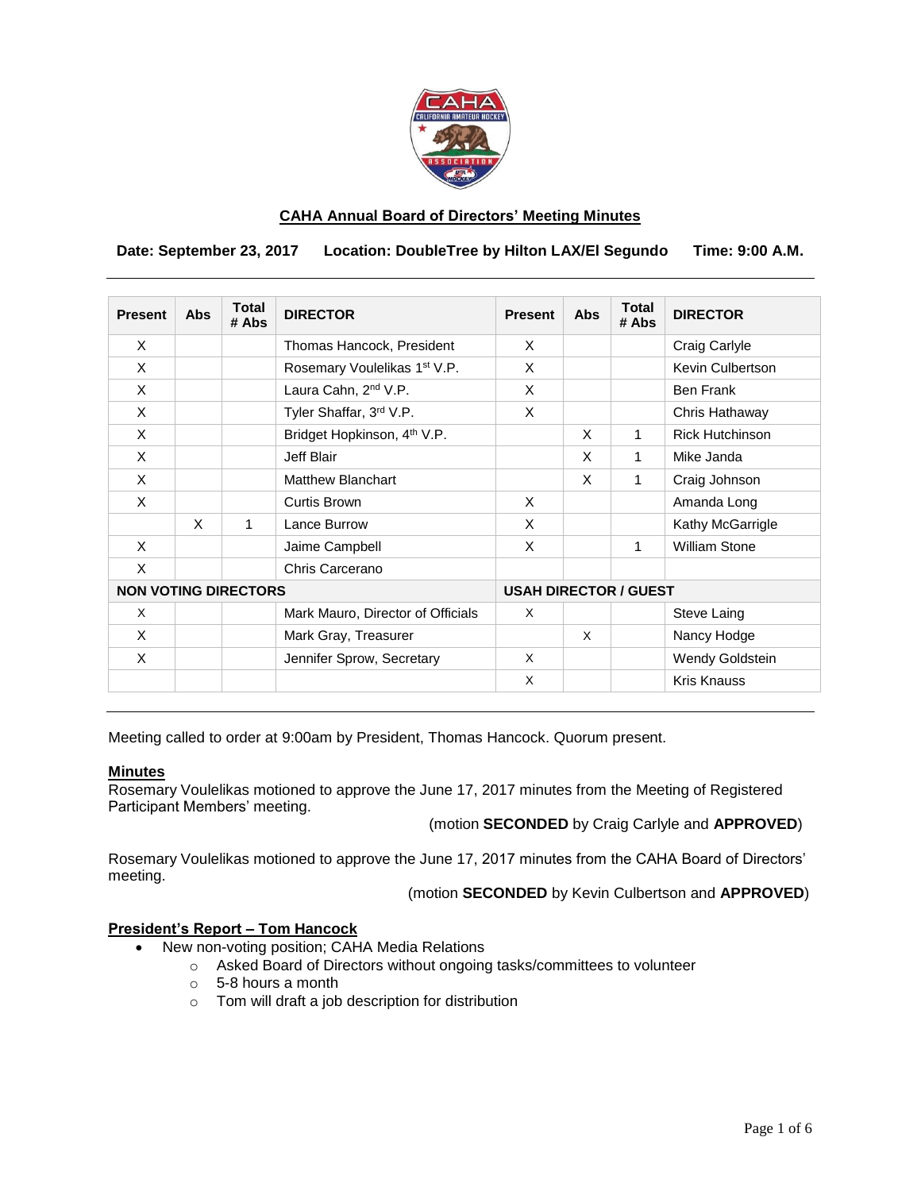## CAHA Annual Board of Directors' Meeting Minutes

**Date: September 23, 2017 Location: DoubleTree by Hilton LAX/El Segundo Time: 9:00 A.M.**

| Present | Abs | Total # Abs | DIRECTOR | Present | Abs | Total # Abs | DIRECTOR |
|---|---|---|---|---|---|---|---|
| X | | | Thomas Hancock, President | X | | | Craig Carlyle |
| X | | | Rosemary Voulelikas 1st V.P. | X | | | Kevin Culbertson |
| X | | | Laura Cahn, 2nd V.P. | X | | | Ben Frank |
| X | | | Tyler Shaffar, 3rd V.P. | X | | | Chris Hathaway |
| X | | | Bridget Hopkinson, 4th V.P. | | X | 1 | Rick Hutchinson |
| X | | | Jeff Blair | | X | 1 | Mike Janda |
| X | | | Matthew Blanchart | | X | 1 | Craig Johnson |
| X | | | Curtis Brown | X | | | Amanda Long |
| | X | 1 | Lance Burrow | X | | | Kathy McGarrigle |
| X | | | Jaime Campbell | X | | 1 | William Stone |
| X | | | Chris Carcerano | | | | |
| **NON VOTING DIRECTORS** | | | | **USAH DIRECTOR / GUEST** | | | |
| X | | | Mark Mauro, Director of Officials | X | | | Steve Laing |
| X | | | Mark Gray, Treasurer | | X | | Nancy Hodge |
| X | | | Jennifer Sprow, Secretary | X | | | Wendy Goldstein |
| | | | | X | | | Kris Knauss |

Meeting called to order at 9:00am by President, Thomas Hancock. Quorum present.

**Minutes**

Rosemary Voulelikas motioned to approve the June 17, 2017 minutes from the Meeting of Registered Participant Members' meeting.

(motion **SECONDED** by Craig Carlyle and **APPROVED**)

Rosemary Voulelikas motioned to approve the June 17, 2017 minutes from the CAHA Board of Directors' meeting.

(motion **SECONDED** by Kevin Culbertson and **APPROVED**)

**President's Report – Tom Hancock**

- New non-voting position; CAHA Media Relations
  - Asked Board of Directors without ongoing tasks/committees to volunteer
  - 5-8 hours a month
  - Tom will draft a job description for distribution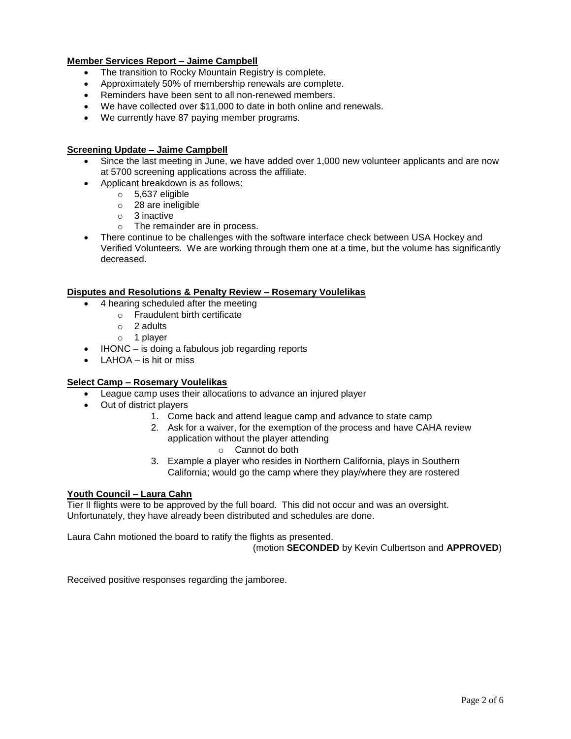**Member Services Report – Jaime Campbell**

- The transition to Rocky Mountain Registry is complete.
- Approximately 50% of membership renewals are complete.
- Reminders have been sent to all non-renewed members.
- We have collected over $11,000 to date in both online and renewals.
- We currently have 87 paying member programs.

**Screening Update – Jaime Campbell**

- Since the last meeting in June, we have added over 1,000 new volunteer applicants and are now at 5700 screening applications across the affiliate.
- Applicant breakdown is as follows:
  - 5,637 eligible
  - 28 are ineligible
  - 3 inactive
  - The remainder are in process.
- There continue to be challenges with the software interface check between USA Hockey and Verified Volunteers. We are working through them one at a time, but the volume has significantly decreased.

**Disputes and Resolutions & Penalty Review – Rosemary Voulelikas**

- 4 hearing scheduled after the meeting
  - Fraudulent birth certificate
  - 2 adults
  - 1 player
- IHONC – is doing a fabulous job regarding reports
- LAHOA – is hit or miss

**Select Camp – Rosemary Voulelikas**

- League camp uses their allocations to advance an injured player
- Out of district players
  1. Come back and attend league camp and advance to state camp
  2. Ask for a waiver, for the exemption of the process and have CAHA review application without the player attending
     - Cannot do both
  3. Example a player who resides in Northern California, plays in Southern California; would go the camp where they play/where they are rostered

**Youth Council – Laura Cahn**

Tier II flights were to be approved by the full board. This did not occur and was an oversight. Unfortunately, they have already been distributed and schedules are done.

Laura Cahn motioned the board to ratify the flights as presented.

(motion **SECONDED** by Kevin Culbertson and **APPROVED**)

Received positive responses regarding the jamboree.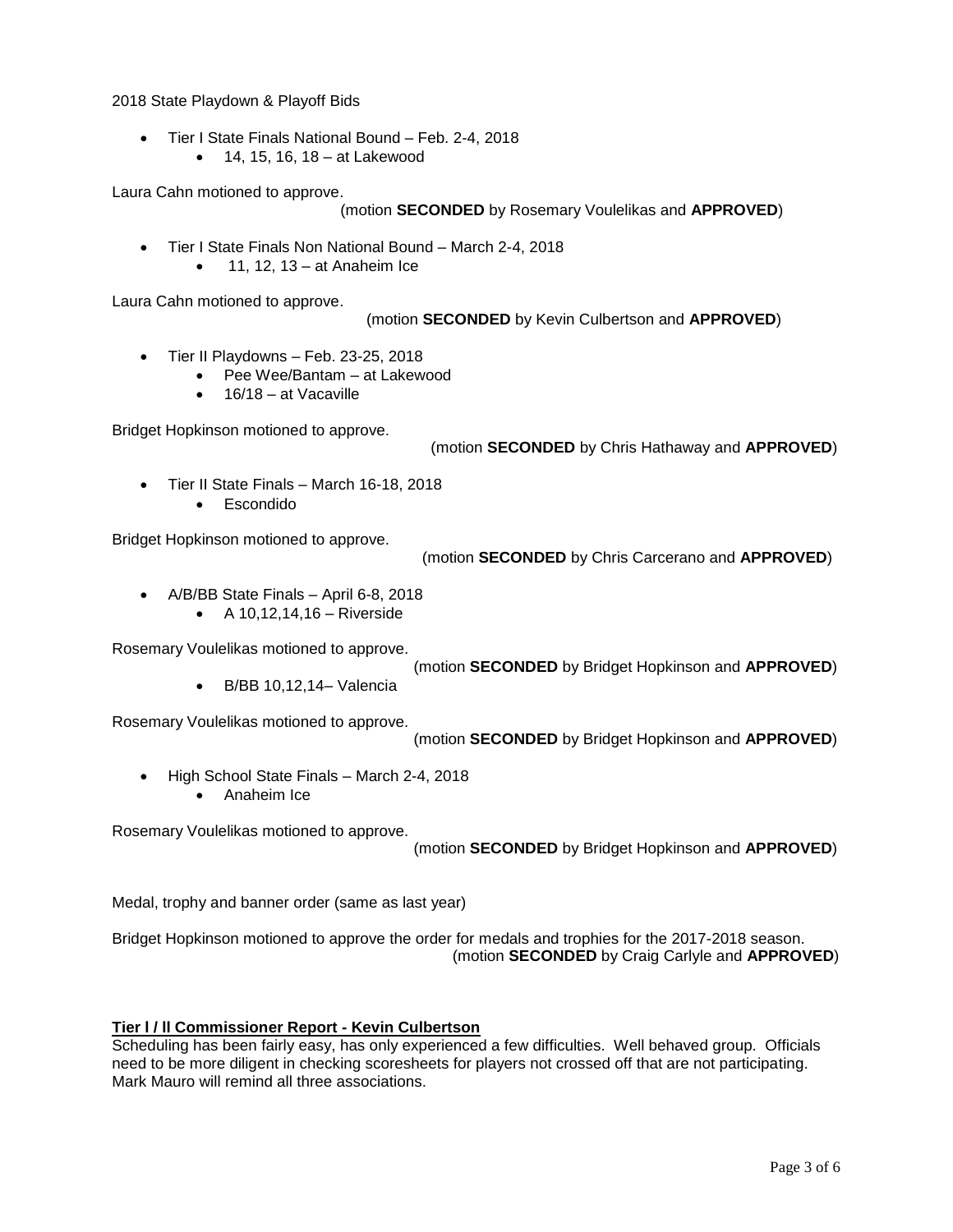2018 State Playdown & Playoff Bids

- Tier I State Finals National Bound – Feb. 2-4, 2018
    - 14, 15, 16, 18 – at Lakewood

Laura Cahn motioned to approve.

(motion **SECONDED** by Rosemary Voulelikas and **APPROVED**)

- Tier I State Finals Non National Bound – March 2-4, 2018
    - 11, 12, 13 – at Anaheim Ice

Laura Cahn motioned to approve.

(motion **SECONDED** by Kevin Culbertson and **APPROVED**)

- Tier II Playdowns – Feb. 23-25, 2018
    - Pee Wee/Bantam – at Lakewood
    - 16/18 – at Vacaville

Bridget Hopkinson motioned to approve.

(motion **SECONDED** by Chris Hathaway and **APPROVED**)

- Tier II State Finals – March 16-18, 2018
    - Escondido

Bridget Hopkinson motioned to approve.

(motion **SECONDED** by Chris Carcerano and **APPROVED**)

- A/B/BB State Finals – April 6-8, 2018
    - A 10,12,14,16 – Riverside

Rosemary Voulelikas motioned to approve.

(motion **SECONDED** by Bridget Hopkinson and **APPROVED**)

- B/BB 10,12,14– Valencia

Rosemary Voulelikas motioned to approve.

(motion **SECONDED** by Bridget Hopkinson and **APPROVED**)

- High School State Finals – March 2-4, 2018
    - Anaheim Ice

Rosemary Voulelikas motioned to approve.

(motion **SECONDED** by Bridget Hopkinson and **APPROVED**)

Medal, trophy and banner order (same as last year)

Bridget Hopkinson motioned to approve the order for medals and trophies for the 2017-2018 season.

(motion **SECONDED** by Craig Carlyle and **APPROVED**)

**Tier I / II Commissioner Report - Kevin Culbertson**

Scheduling has been fairly easy, has only experienced a few difficulties. Well behaved group. Officials need to be more diligent in checking scoresheets for players not crossed off that are not participating. Mark Mauro will remind all three associations.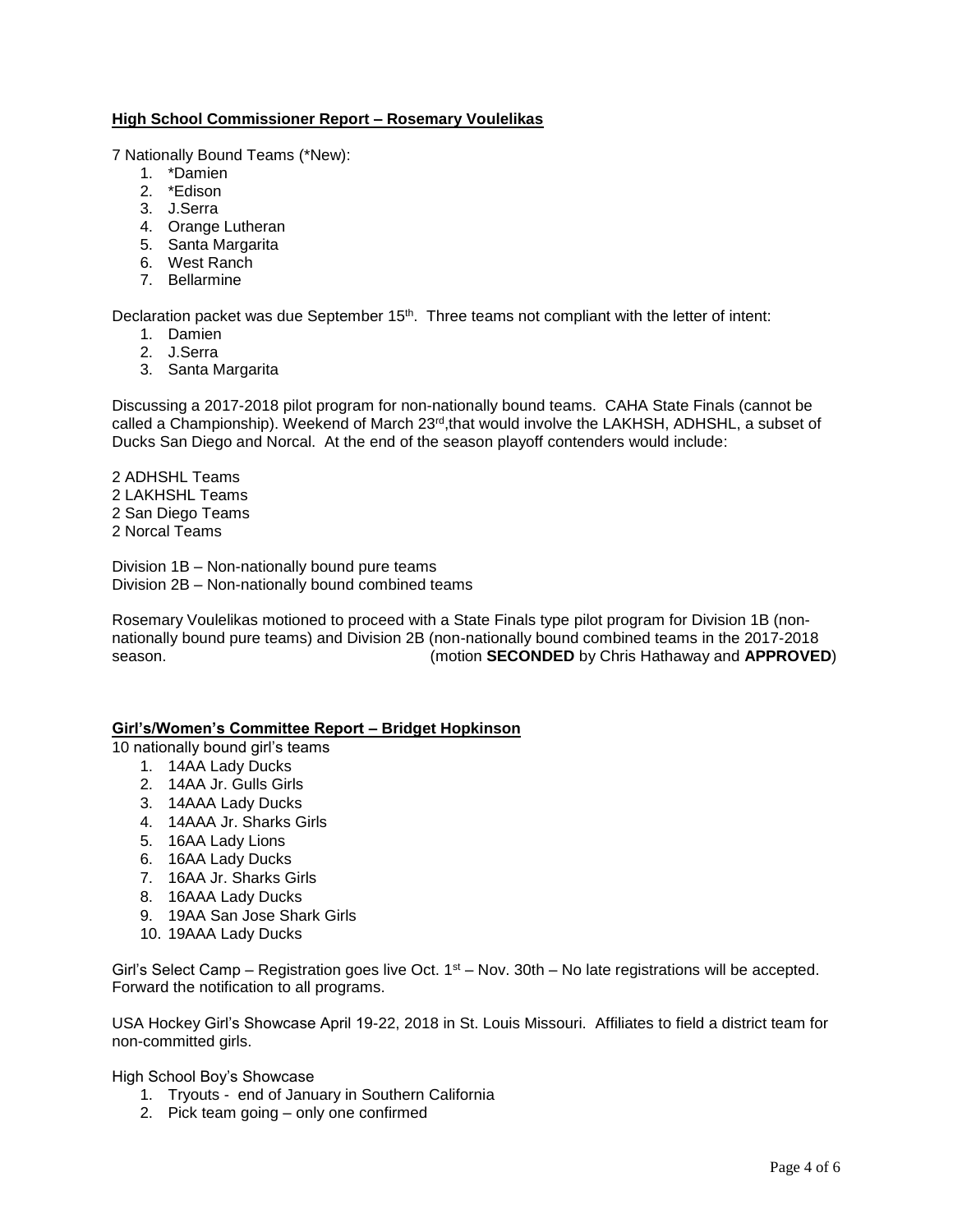**High School Commissioner Report – Rosemary Voulelikas**

7 Nationally Bound Teams (*New):

1. *Damien
2. *Edison
3. J.Serra
4. Orange Lutheran
5. Santa Margarita
6. West Ranch
7. Bellarmine

Declaration packet was due September 15th. Three teams not compliant with the letter of intent:

1. Damien
2. J.Serra
3. Santa Margarita

Discussing a 2017-2018 pilot program for non-nationally bound teams. CAHA State Finals (cannot be called a Championship). Weekend of March 23rd,that would involve the LAKHSH, ADHSHL, a subset of Ducks San Diego and Norcal. At the end of the season playoff contenders would include:

2 ADHSHL Teams
2 LAKHSHL Teams
2 San Diego Teams
2 Norcal Teams

Division 1B – Non-nationally bound pure teams
Division 2B – Non-nationally bound combined teams

Rosemary Voulelikas motioned to proceed with a State Finals type pilot program for Division 1B (non-nationally bound pure teams) and Division 2B (non-nationally bound combined teams in the 2017-2018 season. (motion **SECONDED** by Chris Hathaway and **APPROVED**)

**Girl's/Women's Committee Report – Bridget Hopkinson**

10 nationally bound girl's teams

1. 14AA Lady Ducks
2. 14AA Jr. Gulls Girls
3. 14AAA Lady Ducks
4. 14AAA Jr. Sharks Girls
5. 16AA Lady Lions
6. 16AA Lady Ducks
7. 16AA Jr. Sharks Girls
8. 16AAA Lady Ducks
9. 19AA San Jose Shark Girls
10. 19AAA Lady Ducks

Girl's Select Camp – Registration goes live Oct. 1st – Nov. 30th – No late registrations will be accepted. Forward the notification to all programs.

USA Hockey Girl's Showcase April 19-22, 2018 in St. Louis Missouri. Affiliates to field a district team for non-committed girls.

High School Boy's Showcase

1. Tryouts - end of January in Southern California
2. Pick team going – only one confirmed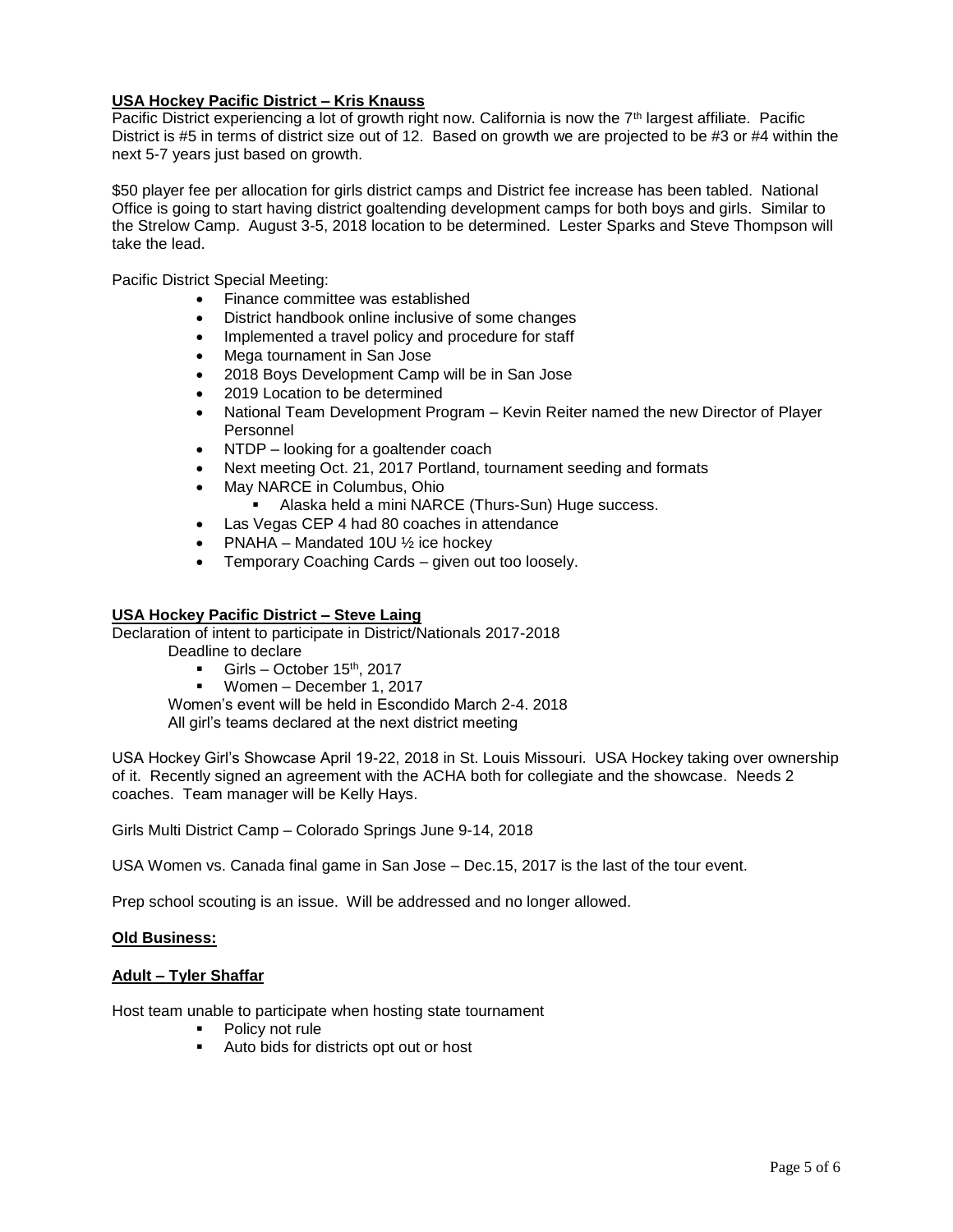**USA Hockey Pacific District – Kris Knauss**

Pacific District experiencing a lot of growth right now. California is now the 7th largest affiliate. Pacific District is #5 in terms of district size out of 12. Based on growth we are projected to be #3 or #4 within the next 5-7 years just based on growth.

$50 player fee per allocation for girls district camps and District fee increase has been tabled. National Office is going to start having district goaltending development camps for both boys and girls. Similar to the Strelow Camp. August 3-5, 2018 location to be determined. Lester Sparks and Steve Thompson will take the lead.

Pacific District Special Meeting:

- Finance committee was established
- District handbook online inclusive of some changes
- Implemented a travel policy and procedure for staff
- Mega tournament in San Jose
- 2018 Boys Development Camp will be in San Jose
- 2019 Location to be determined
- National Team Development Program – Kevin Reiter named the new Director of Player Personnel
- NTDP – looking for a goaltender coach
- Next meeting Oct. 21, 2017 Portland, tournament seeding and formats
- May NARCE in Columbus, Ohio
    - Alaska held a mini NARCE (Thurs-Sun) Huge success.
- Las Vegas CEP 4 had 80 coaches in attendance
- PNAHA – Mandated 10U ½ ice hockey
- Temporary Coaching Cards – given out too loosely.

**USA Hockey Pacific District – Steve Laing**

Declaration of intent to participate in District/Nationals 2017-2018

Deadline to declare

- Girls – October 15th, 2017
- Women – December 1, 2017

Women's event will be held in Escondido March 2-4. 2018

All girl's teams declared at the next district meeting

USA Hockey Girl's Showcase April 19-22, 2018 in St. Louis Missouri. USA Hockey taking over ownership of it. Recently signed an agreement with the ACHA both for collegiate and the showcase. Needs 2 coaches. Team manager will be Kelly Hays.

Girls Multi District Camp – Colorado Springs June 9-14, 2018

USA Women vs. Canada final game in San Jose – Dec.15, 2017 is the last of the tour event.

Prep school scouting is an issue. Will be addressed and no longer allowed.

**Old Business:**

**Adult – Tyler Shaffar**

Host team unable to participate when hosting state tournament

- Policy not rule
- Auto bids for districts opt out or host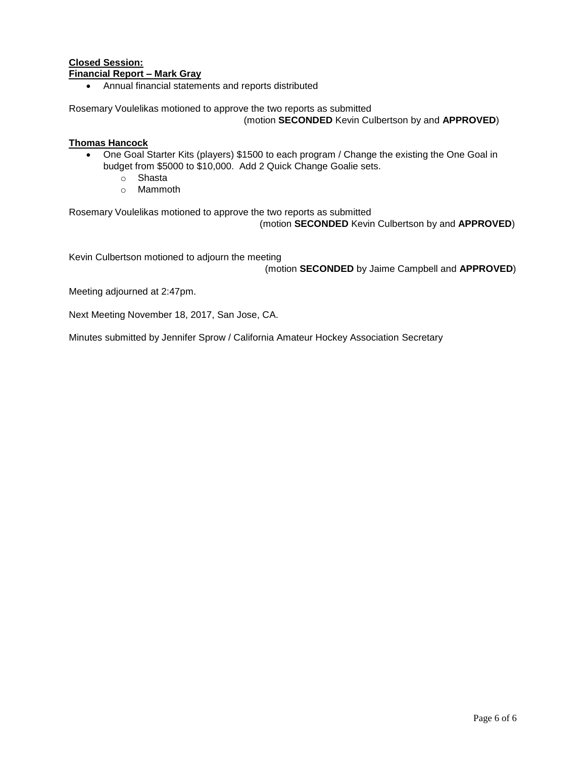**Closed Session:**
**Financial Report – Mark Gray**

- Annual financial statements and reports distributed

Rosemary Voulelikas motioned to approve the two reports as submitted
(motion **SECONDED** Kevin Culbertson by and **APPROVED**)

**Thomas Hancock**

- One Goal Starter Kits (players) $1500 to each program / Change the existing the One Goal in budget from $5000 to $10,000. Add 2 Quick Change Goalie sets.
  - Shasta
  - Mammoth

Rosemary Voulelikas motioned to approve the two reports as submitted
(motion **SECONDED** Kevin Culbertson by and **APPROVED**)

Kevin Culbertson motioned to adjourn the meeting
(motion **SECONDED** by Jaime Campbell and **APPROVED**)

Meeting adjourned at 2:47pm.

Next Meeting November 18, 2017, San Jose, CA.

Minutes submitted by Jennifer Sprow / California Amateur Hockey Association Secretary